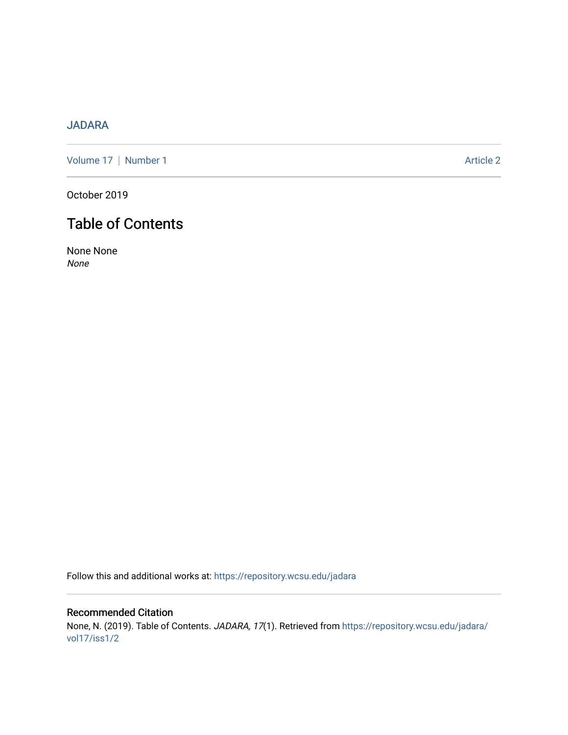JADARA

Volume 17 | Number 1 Article 2

October 2019

# Table of Contents

None None
*None*

Follow this and additional works at: https://repository.wcsu.edu/jadara

## Recommended Citation

None, N. (2019). Table of Contents. *JADARA, 17*(1). Retrieved from https://repository.wcsu.edu/jadara/vol17/iss1/2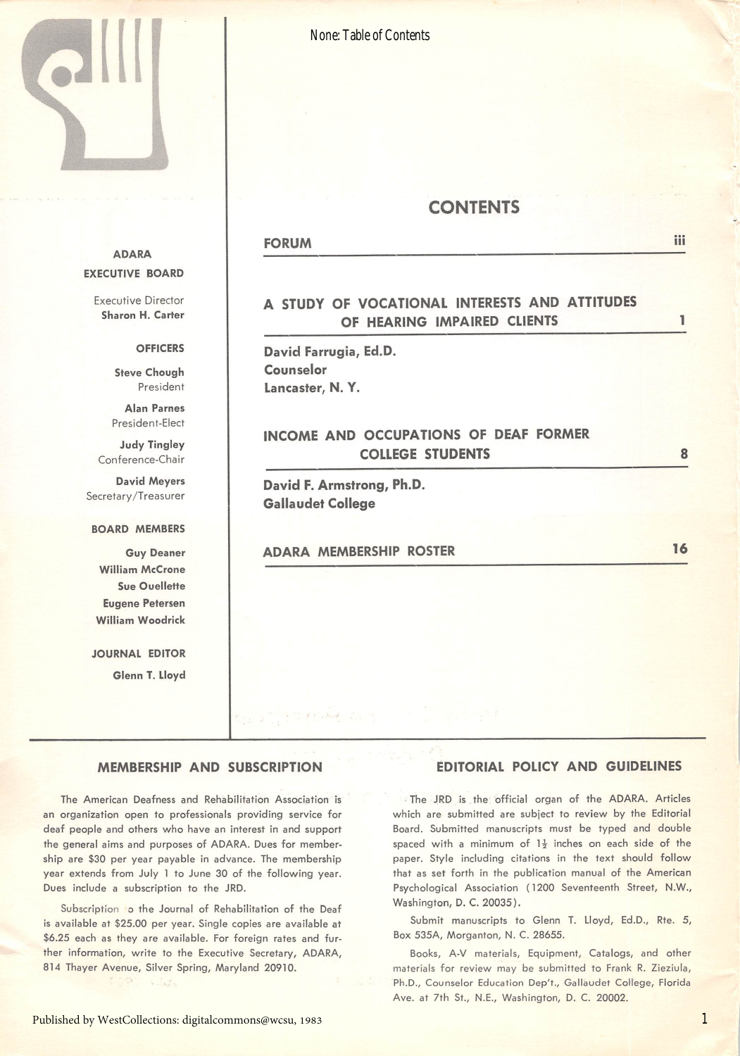None: Table of Contents

## CONTENTS

**FORUM** iii

**A STUDY OF VOCATIONAL INTERESTS AND ATTITUDES OF HEARING IMPAIRED CLIENTS** 1

**David Farrugia, Ed.D.**
**Counselor**
**Lancaster, N. Y.**

**INCOME AND OCCUPATIONS OF DEAF FORMER COLLEGE STUDENTS** 8

**David F. Armstrong, Ph.D.**
**Gallaudet College**

**ADARA MEMBERSHIP ROSTER** 16

**ADARA EXECUTIVE BOARD**

Executive Director
**Sharon H. Carter**

**OFFICERS**

**Steve Chough**
President

**Alan Parnes**
President-Elect

**Judy Tingley**
Conference-Chair

**David Meyers**
Secretary/Treasurer

**BOARD MEMBERS**

**Guy Deaner**
**William McCrone**
**Sue Ouellette**
**Eugene Petersen**
**William Woodrick**

**JOURNAL EDITOR**

**Glenn T. Lloyd**

### MEMBERSHIP AND SUBSCRIPTION

The American Deafness and Rehabilitation Association is an organization open to professionals providing service for deaf people and others who have an interest in and support the general aims and purposes of ADARA. Dues for membership are $30 per year payable in advance. The membership year extends from July 1 to June 30 of the following year. Dues include a subscription to the JRD.

Subscription to the Journal of Rehabilitation of the Deaf is available at $25.00 per year. Single copies are available at $6.25 each as they are available. For foreign rates and further information, write to the Executive Secretary, ADARA, 814 Thayer Avenue, Silver Spring, Maryland 20910.

### EDITORIAL POLICY AND GUIDELINES

The JRD is the official organ of the ADARA. Articles which are submitted are subject to review by the Editorial Board. Submitted manuscripts must be typed and double spaced with a minimum of 1½ inches on each side of the paper. Style including citations in the text should follow that as set forth in the publication manual of the American Psychological Association (1200 Seventeenth Street, N.W., Washington, D. C. 20035).

Submit manuscripts to Glenn T. Lloyd, Ed.D., Rte. 5, Box 535A, Morganton, N. C. 28655.

Books, A-V materials, Equipment, Catalogs, and other materials for review may be submitted to Frank R. Zieziula, Ph.D., Counselor Education Dep't., Gallaudet College, Florida Ave. at 7th St., N.E., Washington, D. C. 20002.

Published by WestCollections: digitalcommons@wcsu, 1983